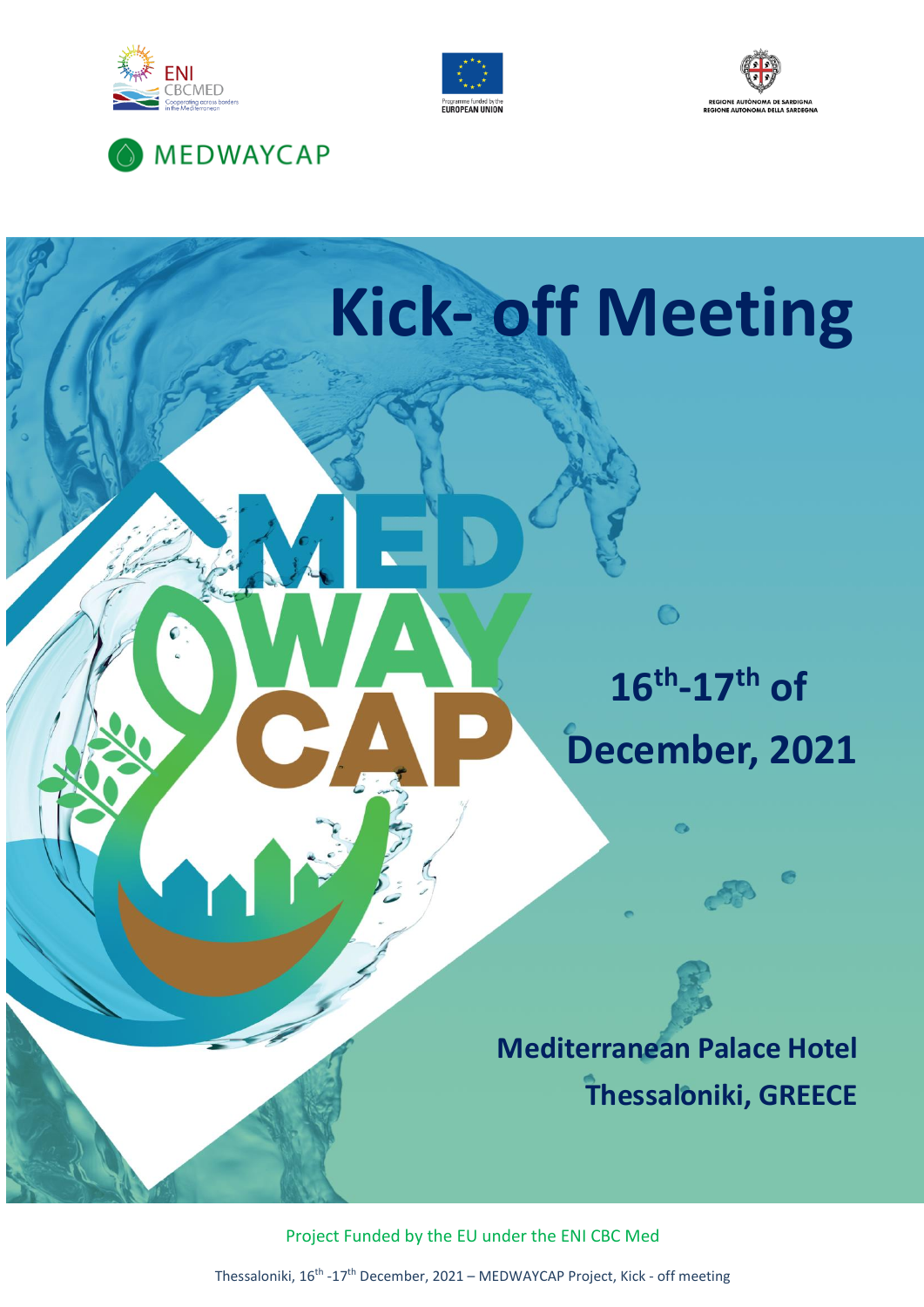MEDWAYCAP

# Kick- off Meeting

MED WAY CAP

**16th-17th of December, 2021**

**Mediterranean Palace Hotel**
**Thessaloniki, GREECE**

Project Funded by the EU under the ENI CBC Med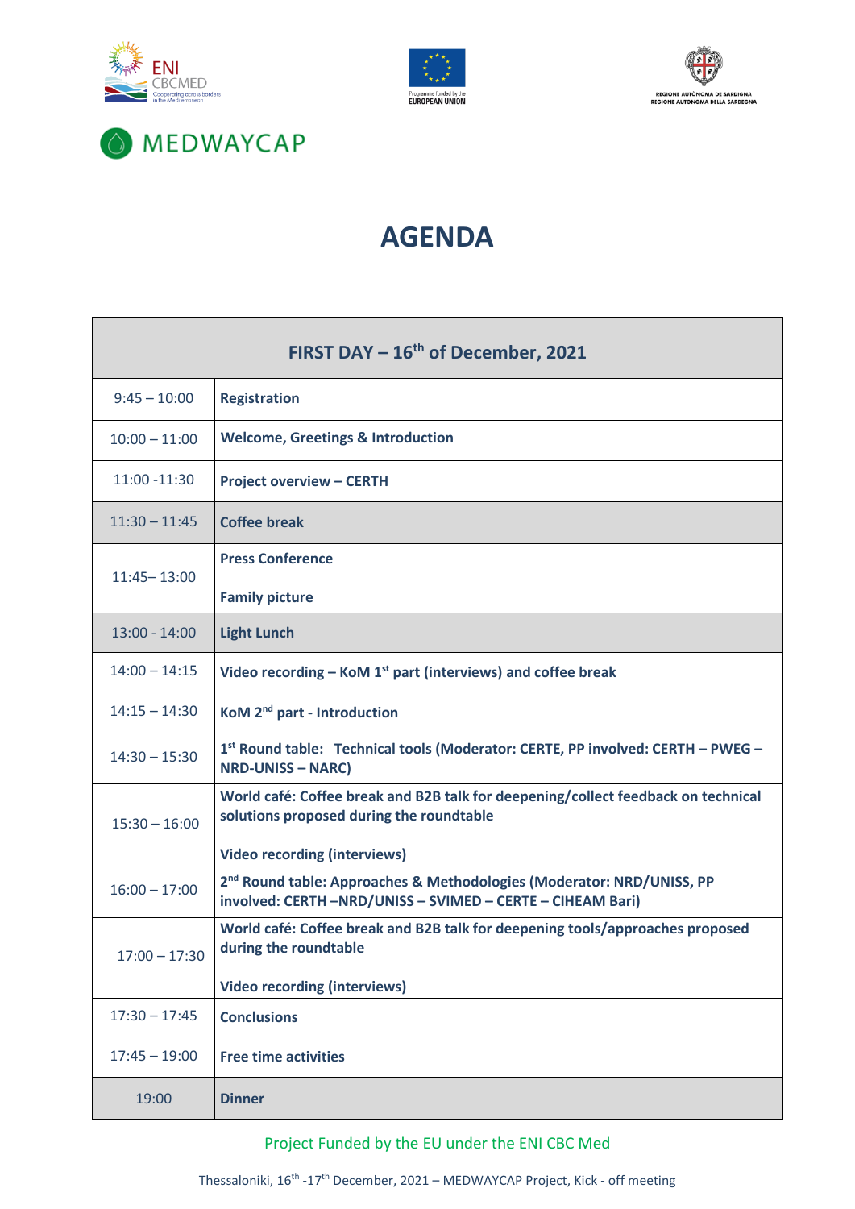MEDWAYCAP

# AGENDA

| FIRST DAY – 16th of December, 2021 | |
|---|---|
| 9:45 – 10:00 | **Registration** |
| 10:00 – 11:00 | **Welcome, Greetings & Introduction** |
| 11:00 -11:30 | **Project overview – CERTH** |
| 11:30 – 11:45 | **Coffee break** |
| 11:45– 13:00 | **Press Conference**<br><br>**Family picture** |
| 13:00 - 14:00 | **Light Lunch** |
| 14:00 – 14:15 | **Video recording – KoM 1st part (interviews) and coffee break** |
| 14:15 – 14:30 | **KoM 2nd part - Introduction** |
| 14:30 – 15:30 | **1st Round table: Technical tools (Moderator: CERTE, PP involved: CERTH – PWEG – NRD-UNISS – NARC)** |
| 15:30 – 16:00 | **World café: Coffee break and B2B talk for deepening/collect feedback on technical solutions proposed during the roundtable**<br><br>**Video recording (interviews)** |
| 16:00 – 17:00 | **2nd Round table: Approaches & Methodologies (Moderator: NRD/UNISS, PP involved: CERTH –NRD/UNISS – SVIMED – CERTE – CIHEAM Bari)** |
| 17:00 – 17:30 | **World café: Coffee break and B2B talk for deepening tools/approaches proposed during the roundtable**<br><br>**Video recording (interviews)** |
| 17:30 – 17:45 | **Conclusions** |
| 17:45 – 19:00 | **Free time activities** |
| 19:00 | **Dinner** |

Project Funded by the EU under the ENI CBC Med

Thessaloniki, 16th -17th December, 2021 – MEDWAYCAP Project, Kick - off meeting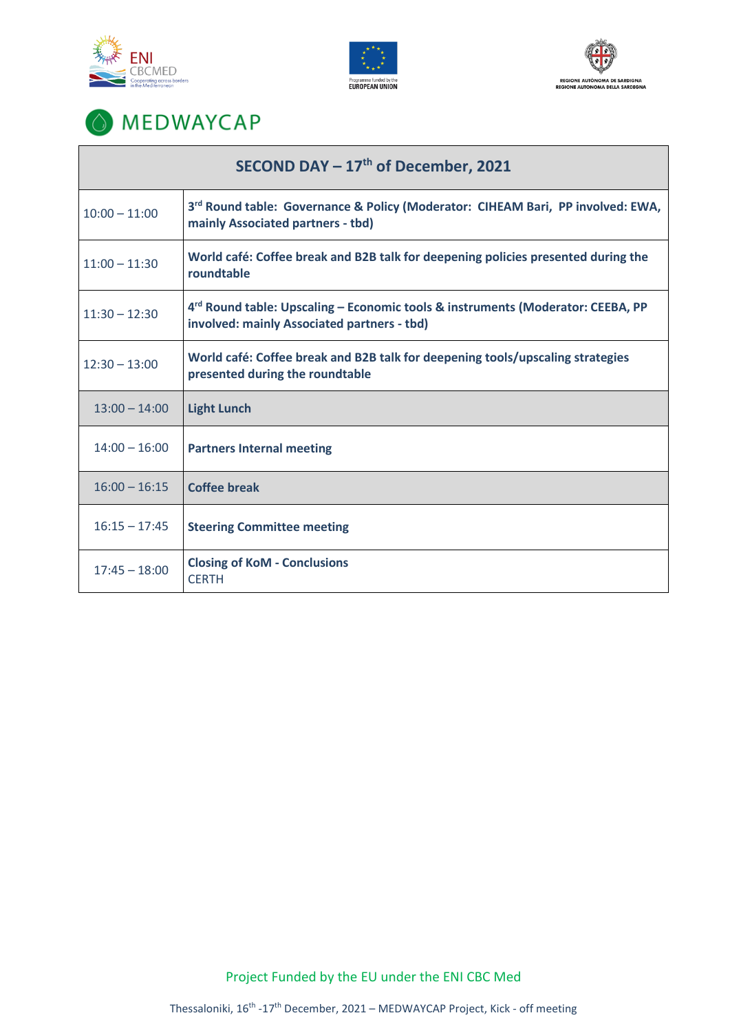# MEDWAYCAP

| SECOND DAY – 17th of December, 2021 | |
|---|---|
| 10:00 – 11:00 | **3rd Round table: Governance & Policy (Moderator: CIHEAM Bari, PP involved: EWA, mainly Associated partners - tbd)** |
| 11:00 – 11:30 | **World café: Coffee break and B2B talk for deepening policies presented during the roundtable** |
| 11:30 – 12:30 | **4rd Round table: Upscaling – Economic tools & instruments (Moderator: CEEBA, PP involved: mainly Associated partners - tbd)** |
| 12:30 – 13:00 | **World café: Coffee break and B2B talk for deepening tools/upscaling strategies presented during the roundtable** |
| 13:00 – 14:00 | **Light Lunch** |
| 14:00 – 16:00 | **Partners Internal meeting** |
| 16:00 – 16:15 | **Coffee break** |
| 16:15 – 17:45 | **Steering Committee meeting** |
| 17:45 – 18:00 | **Closing of KoM - Conclusions** CERTH |

Project Funded by the EU under the ENI CBC Med

Thessaloniki, 16th -17th December, 2021 – MEDWAYCAP Project, Kick - off meeting